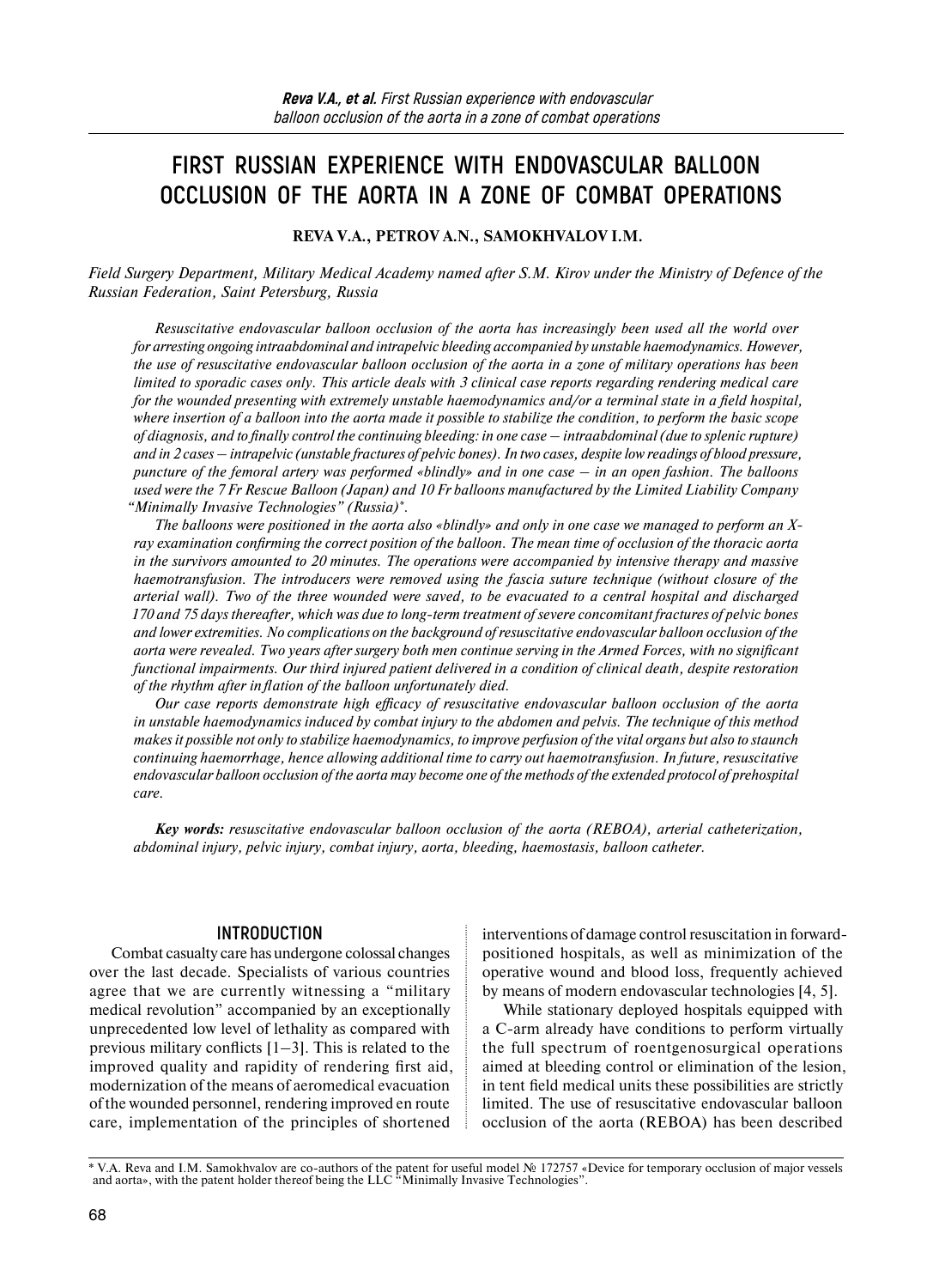# FIRST RUSSIAN EXPERIENCE WITH ENDOVASCULAR BALLOON OCCLUSION OF THE AORTA IN A ZONE OF COMBAT OPERATIONS

**REVA V.A., PETROV A.N., SAMOKHVALOV I.M.**

*Field Surgery Department, Military Medical Academy named after S.M. Kirov under the Ministry of Defence of the Russian Federation, Saint Petersburg, Russia*

*Resuscitative endovascular balloon occlusion of the aorta has increasingly been used all the world over for arresting ongoing intraabdominal and intrapelvic bleeding accompanied by unstable haemodynamics. However, the use of resuscitative endovascular balloon occlusion of the aorta in a zone of military operations has been limited to sporadic cases only. This article deals with 3 clinical case reports regarding rendering medical care for the wounded presenting with extremely unstable haemodynamics and/or a terminal state in a field hospital, where insertion of a balloon into the aorta made it possible to stabilize the condition, to perform the basic scope of diagnosis, and to finally control the continuing bleeding: in one case – intraabdominal (due to splenic rupture) and in 2 cases – intrapelvic (unstable fractures of pelvic bones). In two cases, despite low readings of blood pressure, puncture of the femoral artery was performed «blindly» and in one case – in an open fashion. The balloons used were the 7 Fr Rescue Balloon (Japan) and 10 Fr balloons manufactured by the Limited Liability Company "Minimally Invasive Technologies" (Russia)\*.*

*The balloons were positioned in the aorta also «blindly» and only in one case we managed to perform an X-ray examination confirming the correct position of the balloon. The mean time of occlusion of the thoracic aorta in the survivors amounted to 20 minutes. The operations were accompanied by intensive therapy and massive haemotransfusion. The introducers were removed using the fascia suture technique (without closure of the arterial wall). Two of the three wounded were saved, to be evacuated to a central hospital and discharged 170 and 75 days thereafter, which was due to long-term treatment of severe concomitant fractures of pelvic bones and lower extremities. No complications on the background of resuscitative endovascular balloon occlusion of the aorta were revealed. Two years after surgery both men continue serving in the Armed Forces, with no significant functional impairments. Our third injured patient delivered in a condition of clinical death, despite restoration of the rhythm after inflation of the balloon unfortunately died.*

*Our case reports demonstrate high efficacy of resuscitative endovascular balloon occlusion of the aorta in unstable haemodynamics induced by combat injury to the abdomen and pelvis. The technique of this method makes it possible not only to stabilize haemodynamics, to improve perfusion of the vital organs but also to staunch continuing haemorrhage, hence allowing additional time to carry out haemotransfusion. In future, resuscitative endovascular balloon occlusion of the aorta may become one of the methods of the extended protocol of prehospital care.*

***Key words:*** *resuscitative endovascular balloon occlusion of the aorta (REBOA), arterial catheterization, abdominal injury, pelvic injury, combat injury, aorta, bleeding, haemostasis, balloon catheter.*

## INTRODUCTION

Combat casualty care has undergone colossal changes over the last decade. Specialists of various countries agree that we are currently witnessing a "military medical revolution" accompanied by an exceptionally unprecedented low level of lethality as compared with previous military conflicts [1–3]. This is related to the improved quality and rapidity of rendering first aid, modernization of the means of aeromedical evacuation of the wounded personnel, rendering improved en route care, implementation of the principles of shortened interventions of damage control resuscitation in forward-positioned hospitals, as well as minimization of the operative wound and blood loss, frequently achieved by means of modern endovascular technologies [4, 5].

While stationary deployed hospitals equipped with a C-arm already have conditions to perform virtually the full spectrum of roentgenosurgical operations aimed at bleeding control or elimination of the lesion, in tent field medical units these possibilities are strictly limited. The use of resuscitative endovascular balloon occlusion of the aorta (REBOA) has been described

\* V.A. Reva and I.M. Samokhvalov are co-authors of the patent for useful model № 172757 «Device for temporary occlusion of major vessels and aorta», with the patent holder thereof being the LLC "Minimally Invasive Technologies".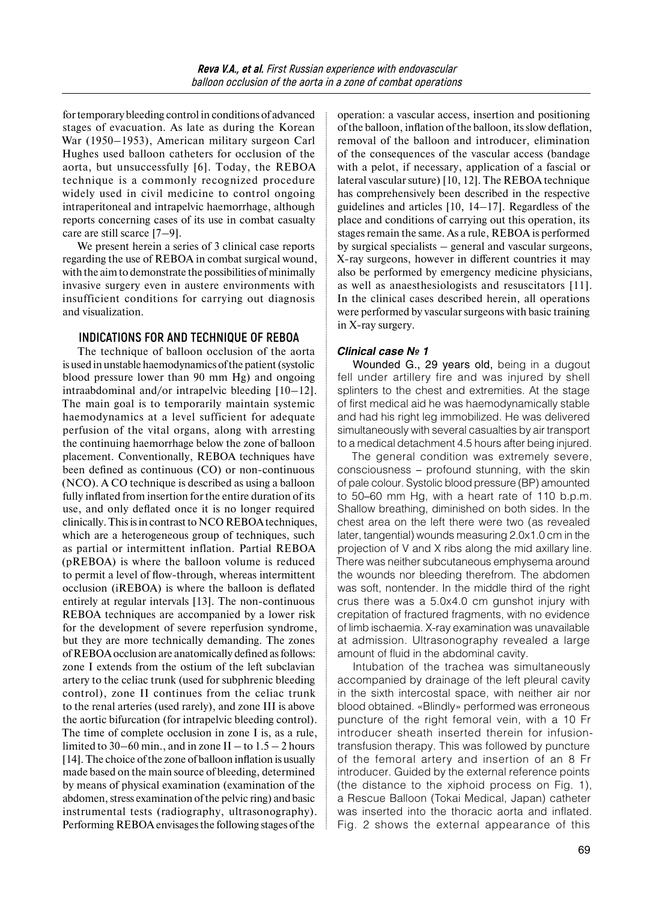for temporary bleeding control in conditions of advanced stages of evacuation. As late as during the Korean War (1950–1953), American military surgeon Carl Hughes used balloon catheters for occlusion of the aorta, but unsuccessfully [6]. Today, the REBOA technique is a commonly recognized procedure widely used in civil medicine to control ongoing intraperitoneal and intrapelvic haemorrhage, although reports concerning cases of its use in combat casualty care are still scarce [7–9].

We present herein a series of 3 clinical case reports regarding the use of REBOA in combat surgical wound, with the aim to demonstrate the possibilities of minimally invasive surgery even in austere environments with insufficient conditions for carrying out diagnosis and visualization.

## INDICATIONS FOR AND TECHNIQUE OF REBOA

The technique of balloon occlusion of the aorta is used in unstable haemodynamics of the patient (systolic blood pressure lower than 90 mm Hg) and ongoing intraabdominal and/or intrapelvic bleeding [10–12]. The main goal is to temporarily maintain systemic haemodynamics at a level sufficient for adequate perfusion of the vital organs, along with arresting the continuing haemorrhage below the zone of balloon placement. Conventionally, REBOA techniques have been defined as continuous (CO) or non-continuous (NCO). A CO technique is described as using a balloon fully inflated from insertion for the entire duration of its use, and only deflated once it is no longer required clinically. This is in contrast to NCO REBOA techniques, which are a heterogeneous group of techniques, such as partial or intermittent inflation. Partial REBOA (pREBOA) is where the balloon volume is reduced to permit a level of flow-through, whereas intermittent occlusion (iREBOA) is where the balloon is deflated entirely at regular intervals [13]. The non-continuous REBOA techniques are accompanied by a lower risk for the development of severe reperfusion syndrome, but they are more technically demanding. The zones of REBOA occlusion are anatomically defined as follows: zone I extends from the ostium of the left subclavian artery to the celiac trunk (used for subphrenic bleeding control), zone II continues from the celiac trunk to the renal arteries (used rarely), and zone III is above the aortic bifurcation (for intrapelvic bleeding control). The time of complete occlusion in zone I is, as a rule, limited to 30–60 min., and in zone II – to 1.5 – 2 hours [14]. The choice of the zone of balloon inflation is usually made based on the main source of bleeding, determined by means of physical examination (examination of the abdomen, stress examination of the pelvic ring) and basic instrumental tests (radiography, ultrasonography). Performing REBOA envisages the following stages of the operation: a vascular access, insertion and positioning of the balloon, inflation of the balloon, its slow deflation, removal of the balloon and introducer, elimination of the consequences of the vascular access (bandage with a pelot, if necessary, application of a fascial or lateral vascular suture) [10, 12]. The REBOA technique has comprehensively been described in the respective guidelines and articles [10, 14–17]. Regardless of the place and conditions of carrying out this operation, its stages remain the same. As a rule, REBOA is performed by surgical specialists – general and vascular surgeons, X-ray surgeons, however in different countries it may also be performed by emergency medicine physicians, as well as anaesthesiologists and resuscitators [11]. In the clinical cases described herein, all operations were performed by vascular surgeons with basic training in X-ray surgery.

### *Clinical case № 1*

Wounded G., 29 years old, being in a dugout fell under artillery fire and was injured by shell splinters to the chest and extremities. At the stage of first medical aid he was haemodynamically stable and had his right leg immobilized. He was delivered simultaneously with several casualties by air transport to a medical detachment 4.5 hours after being injured.

The general condition was extremely severe, consciousness – profound stunning, with the skin of pale colour. Systolic blood pressure (BP) amounted to 50–60 mm Hg, with a heart rate of 110 b.p.m. Shallow breathing, diminished on both sides. In the chest area on the left there were two (as revealed later, tangential) wounds measuring 2.0x1.0 cm in the projection of V and X ribs along the mid axillary line. There was neither subcutaneous emphysema around the wounds nor bleeding therefrom. The abdomen was soft, nontender. In the middle third of the right crus there was a 5.0x4.0 cm gunshot injury with crepitation of fractured fragments, with no evidence of limb ischaemia. X-ray examination was unavailable at admission. Ultrasonography revealed a large amount of fluid in the abdominal cavity.

Intubation of the trachea was simultaneously accompanied by drainage of the left pleural cavity in the sixth intercostal space, with neither air nor blood obtained. «Blindly» performed was erroneous puncture of the right femoral vein, with a 10 Fr introducer sheath inserted therein for infusion-transfusion therapy. This was followed by puncture of the femoral artery and insertion of an 8 Fr introducer. Guided by the external reference points (the distance to the xiphoid process on Fig. 1), a Rescue Balloon (Tokai Medical, Japan) catheter was inserted into the thoracic aorta and inflated. Fig. 2 shows the external appearance of this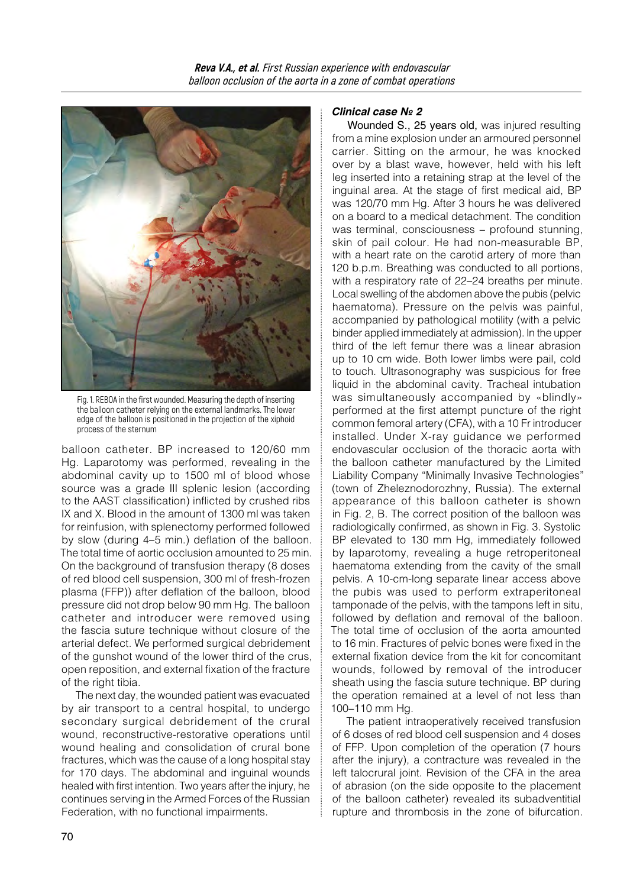Fig. 1. REBOA in the first wounded. Measuring the depth of inserting the balloon catheter relying on the external landmarks. The lower edge of the balloon is positioned in the projection of the xiphoid process of the sternum

balloon catheter. BP increased to 120/60 mm Hg. Laparotomy was performed, revealing in the abdominal cavity up to 1500 ml of blood whose source was a grade III splenic lesion (according to the AAST classification) inflicted by crushed ribs IX and X. Blood in the amount of 1300 ml was taken for reinfusion, with splenectomy performed followed by slow (during 4–5 min.) deflation of the balloon. The total time of aortic occlusion amounted to 25 min. On the background of transfusion therapy (8 doses of red blood cell suspension, 300 ml of fresh-frozen plasma (FFP)) after deflation of the balloon, blood pressure did not drop below 90 mm Hg. The balloon catheter and introducer were removed using the fascia suture technique without closure of the arterial defect. We performed surgical debridement of the gunshot wound of the lower third of the crus, open reposition, and external fixation of the fracture of the right tibia.

The next day, the wounded patient was evacuated by air transport to a central hospital, to undergo secondary surgical debridement of the crural wound, reconstructive-restorative operations until wound healing and consolidation of crural bone fractures, which was the cause of a long hospital stay for 170 days. The abdominal and inguinal wounds healed with first intention. Two years after the injury, he continues serving in the Armed Forces of the Russian Federation, with no functional impairments.

### *Clinical case № 2*

Wounded S., 25 years old, was injured resulting from a mine explosion under an armoured personnel carrier. Sitting on the armour, he was knocked over by a blast wave, however, held with his left leg inserted into a retaining strap at the level of the inguinal area. At the stage of first medical aid, BP was 120/70 mm Hg. After 3 hours he was delivered on a board to a medical detachment. The condition was terminal, consciousness – profound stunning, skin of pail colour. He had non-measurable BP, with a heart rate on the carotid artery of more than 120 b.p.m. Breathing was conducted to all portions, with a respiratory rate of 22–24 breaths per minute. Local swelling of the abdomen above the pubis (pelvic haematoma). Pressure on the pelvis was painful, accompanied by pathological motility (with a pelvic binder applied immediately at admission). In the upper third of the left femur there was a linear abrasion up to 10 cm wide. Both lower limbs were pail, cold to touch. Ultrasonography was suspicious for free liquid in the abdominal cavity. Tracheal intubation was simultaneously accompanied by «blindly» performed at the first attempt puncture of the right common femoral artery (CFA), with a 10 Fr introducer installed. Under X-ray guidance we performed endovascular occlusion of the thoracic aorta with the balloon catheter manufactured by the Limited Liability Company "Minimally Invasive Technologies" (town of Zheleznodorozhny, Russia). The external appearance of this balloon catheter is shown in Fig. 2, B. The correct position of the balloon was radiologically confirmed, as shown in Fig. 3. Systolic BP elevated to 130 mm Hg, immediately followed by laparotomy, revealing a huge retroperitoneal haematoma extending from the cavity of the small pelvis. A 10-cm-long separate linear access above the pubis was used to perform extraperitoneal tamponade of the pelvis, with the tampons left in situ, followed by deflation and removal of the balloon. The total time of occlusion of the aorta amounted to 16 min. Fractures of pelvic bones were fixed in the external fixation device from the kit for concomitant wounds, followed by removal of the introducer sheath using the fascia suture technique. BP during the operation remained at a level of not less than 100–110 mm Hg.

The patient intraoperatively received transfusion of 6 doses of red blood cell suspension and 4 doses of FFP. Upon completion of the operation (7 hours after the injury), a contracture was revealed in the left talocrural joint. Revision of the CFA in the area of abrasion (on the side opposite to the placement of the balloon catheter) revealed its subadventitial rupture and thrombosis in the zone of bifurcation.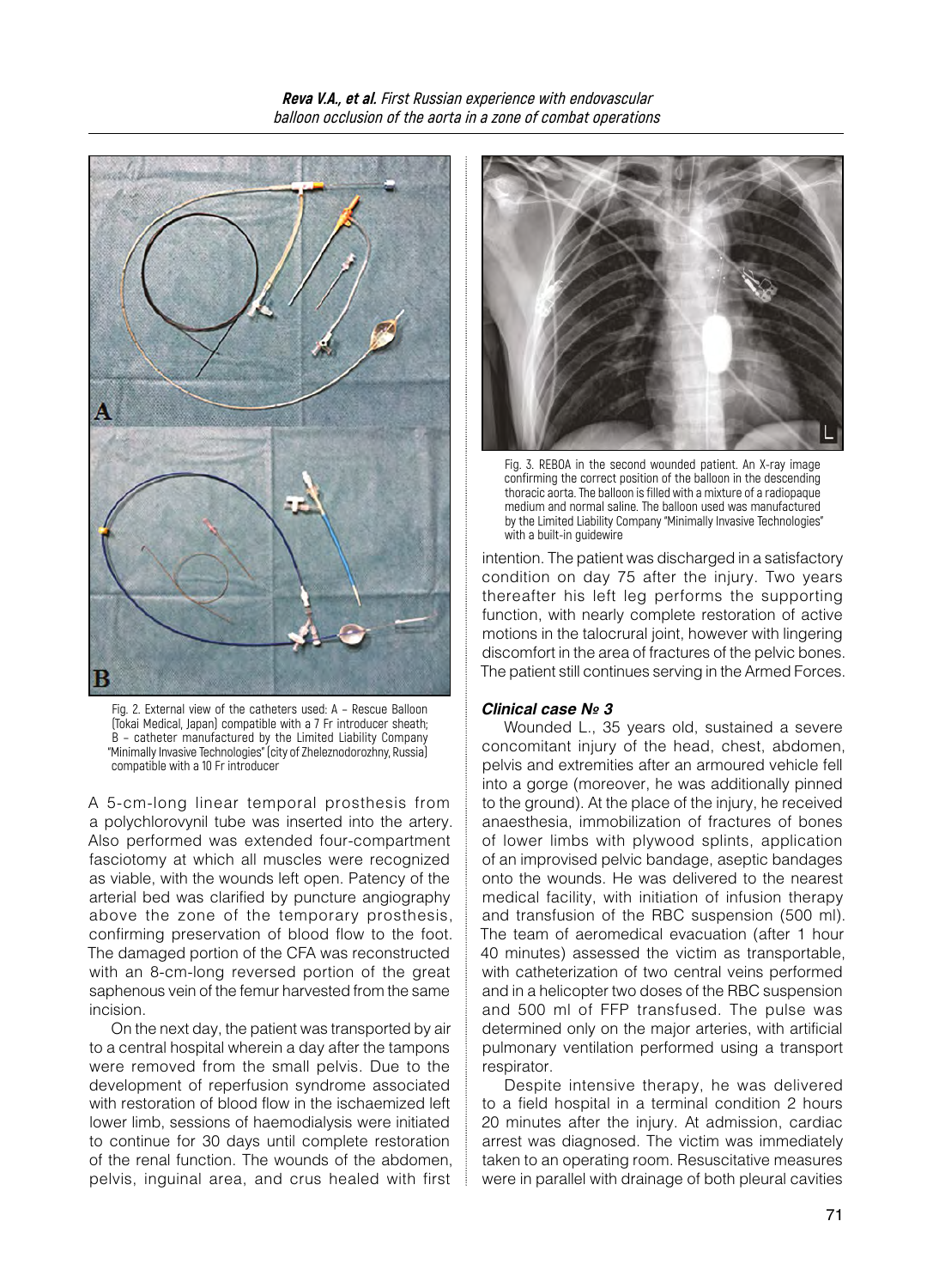Fig. 2. External view of the catheters used: A – Rescue Balloon (Tokai Medical, Japan) compatible with a 7 Fr introducer sheath; B – catheter manufactured by the Limited Liability Company "Minimally Invasive Technologies" (city of Zheleznodorozhny, Russia) compatible with a 10 Fr introducer

A 5-cm-long linear temporal prosthesis from a polychlorovynil tube was inserted into the artery. Also performed was extended four-compartment fasciotomy at which all muscles were recognized as viable, with the wounds left open. Patency of the arterial bed was clarified by puncture angiography above the zone of the temporary prosthesis, confirming preservation of blood flow to the foot. The damaged portion of the CFA was reconstructed with an 8-cm-long reversed portion of the great saphenous vein of the femur harvested from the same incision.

On the next day, the patient was transported by air to a central hospital wherein a day after the tampons were removed from the small pelvis. Due to the development of reperfusion syndrome associated with restoration of blood flow in the ischaemized left lower limb, sessions of haemodialysis were initiated to continue for 30 days until complete restoration of the renal function. The wounds of the abdomen, pelvis, inguinal area, and crus healed with first intention. The patient was discharged in a satisfactory condition on day 75 after the injury. Two years thereafter his left leg performs the supporting function, with nearly complete restoration of active motions in the talocrural joint, however with lingering discomfort in the area of fractures of the pelvic bones. The patient still continues serving in the Armed Forces.

Fig. 3. REBOA in the second wounded patient. An X-ray image confirming the correct position of the balloon in the descending thoracic aorta. The balloon is filled with a mixture of a radiopaque medium and normal saline. The balloon used was manufactured by the Limited Liability Company "Minimally Invasive Technologies" with a built-in guidewire

### *Clinical case № 3*

Wounded L., 35 years old, sustained a severe concomitant injury of the head, chest, abdomen, pelvis and extremities after an armoured vehicle fell into a gorge (moreover, he was additionally pinned to the ground). At the place of the injury, he received anaesthesia, immobilization of fractures of bones of lower limbs with plywood splints, application of an improvised pelvic bandage, aseptic bandages onto the wounds. He was delivered to the nearest medical facility, with initiation of infusion therapy and transfusion of the RBC suspension (500 ml). The team of aeromedical evacuation (after 1 hour 40 minutes) assessed the victim as transportable, with catheterization of two central veins performed and in a helicopter two doses of the RBC suspension and 500 ml of FFP transfused. The pulse was determined only on the major arteries, with artificial pulmonary ventilation performed using a transport respirator.

Despite intensive therapy, he was delivered to a field hospital in a terminal condition 2 hours 20 minutes after the injury. At admission, cardiac arrest was diagnosed. The victim was immediately taken to an operating room. Resuscitative measures were in parallel with drainage of both pleural cavities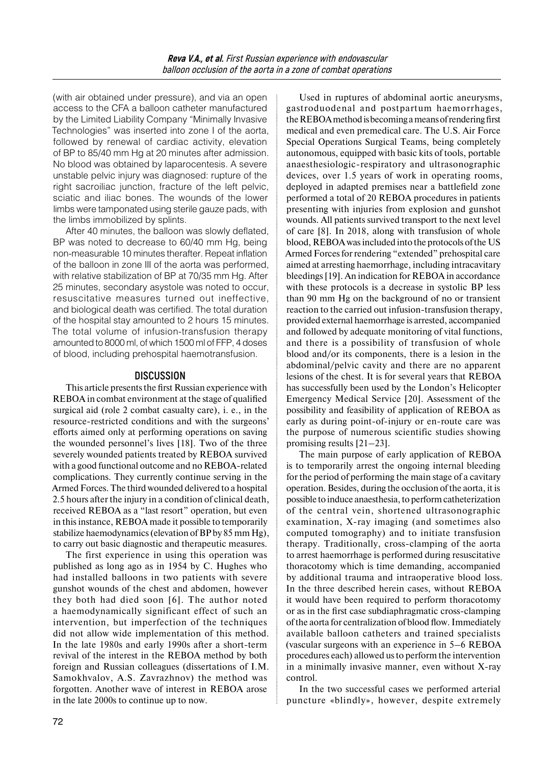(with air obtained under pressure), and via an open access to the CFA a balloon catheter manufactured by the Limited Liability Company "Minimally Invasive Technologies" was inserted into zone I of the aorta, followed by renewal of cardiac activity, elevation of BP to 85/40 mm Hg at 20 minutes after admission. No blood was obtained by laparocentesis. A severe unstable pelvic injury was diagnosed: rupture of the right sacroiliac junction, fracture of the left pelvic, sciatic and iliac bones. The wounds of the lower limbs were tamponated using sterile gauze pads, with the limbs immobilized by splints.

After 40 minutes, the balloon was slowly deflated, BP was noted to decrease to 60/40 mm Hg, being non-measurable 10 minutes therafter. Repeat inflation of the balloon in zone III of the aorta was performed, with relative stabilization of BP at 70/35 mm Hg. After 25 minutes, secondary asystole was noted to occur, resuscitative measures turned out ineffective, and biological death was certified. The total duration of the hospital stay amounted to 2 hours 15 minutes. The total volume of infusion-transfusion therapy amounted to 8000 ml, of which 1500 ml of FFP, 4 doses of blood, including prehospital haemotransfusion.

## DISCUSSION

This article presents the first Russian experience with REBOA in combat environment at the stage of qualified surgical aid (role 2 combat casualty care), i. e., in the resource-restricted conditions and with the surgeons' efforts aimed only at performing operations on saving the wounded personnel's lives [18]. Two of the three severely wounded patients treated by REBOA survived with a good functional outcome and no REBOA-related complications. They currently continue serving in the Armed Forces. The third wounded delivered to a hospital 2.5 hours after the injury in a condition of clinical death, received REBOA as a "last resort" operation, but even in this instance, REBOA made it possible to temporarily stabilize haemodynamics (elevation of BP by 85 mm Hg), to carry out basic diagnostic and therapeutic measures.

The first experience in using this operation was published as long ago as in 1954 by C. Hughes who had installed balloons in two patients with severe gunshot wounds of the chest and abdomen, however they both had died soon [6]. The author noted a haemodynamically significant effect of such an intervention, but imperfection of the techniques did not allow wide implementation of this method. In the late 1980s and early 1990s after a short-term revival of the interest in the REBOA method by both foreign and Russian colleagues (dissertations of I.M. Samokhvalov, A.S. Zavrazhnov) the method was forgotten. Another wave of interest in REBOA arose in the late 2000s to continue up to now.

Used in ruptures of abdominal aortic aneurysms, gastroduodenal and postpartum haemorrhages, the REBOA method is becoming a means of rendering first medical and even premedical care. The U.S. Air Force Special Operations Surgical Teams, being completely autonomous, equipped with basic kits of tools, portable anaesthesiologic-respiratory and ultrasonographic devices, over 1.5 years of work in operating rooms, deployed in adapted premises near a battlefield zone performed a total of 20 REBOA procedures in patients presenting with injuries from explosion and gunshot wounds. All patients survived transport to the next level of care [8]. In 2018, along with transfusion of whole blood, REBOA was included into the protocols of the US Armed Forces for rendering "extended" prehospital care aimed at arresting haemorrhage, including intracavitary bleedings [19]. An indication for REBOA in accordance with these protocols is a decrease in systolic BP less than 90 mm Hg on the background of no or transient reaction to the carried out infusion-transfusion therapy, provided external haemorrhage is arrested, accompanied and followed by adequate monitoring of vital functions, and there is a possibility of transfusion of whole blood and/or its components, there is a lesion in the abdominal/pelvic cavity and there are no apparent lesions of the chest. It is for several years that REBOA has successfully been used by the London's Helicopter Emergency Medical Service [20]. Assessment of the possibility and feasibility of application of REBOA as early as during point-of-injury or en-route care was the purpose of numerous scientific studies showing promising results [21–23].

The main purpose of early application of REBOA is to temporarily arrest the ongoing internal bleeding for the period of performing the main stage of a cavitary operation. Besides, during the occlusion of the aorta, it is possible to induce anaesthesia, to perform catheterization of the central vein, shortened ultrasonographic examination, X-ray imaging (and sometimes also computed tomography) and to initiate transfusion therapy. Traditionally, cross-clamping of the aorta to arrest haemorrhage is performed during resuscitative thoracotomy which is time demanding, accompanied by additional trauma and intraoperative blood loss. In the three described herein cases, without REBOA it would have been required to perform thoracotomy or as in the first case subdiaphragmatic cross-clamping of the aorta for centralization of blood flow. Immediately available balloon catheters and trained specialists (vascular surgeons with an experience in 5–6 REBOA procedures each) allowed us to perform the intervention in a minimally invasive manner, even without X-ray control.

In the two successful cases we performed arterial puncture «blindly», however, despite extremely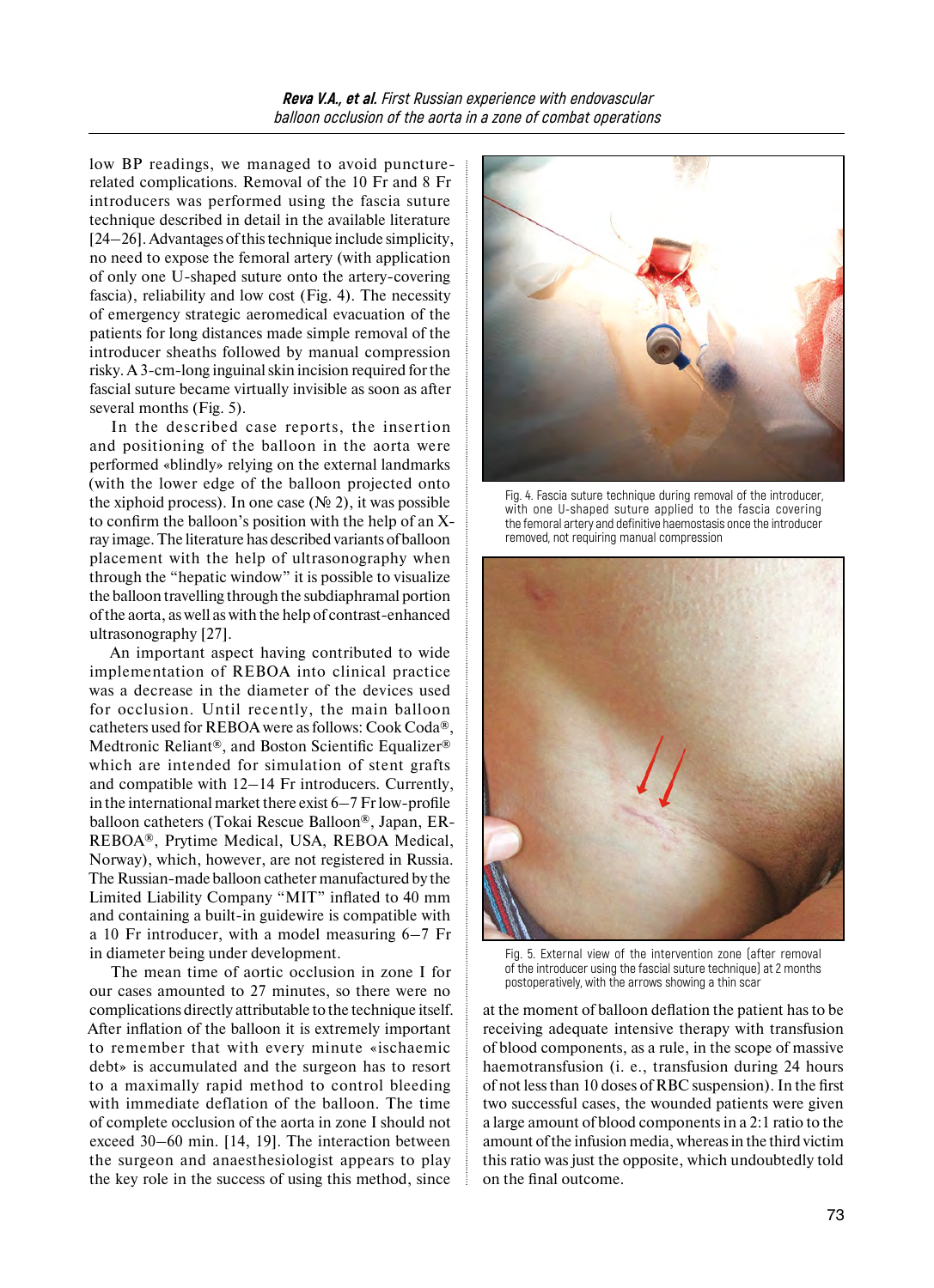low BP readings, we managed to avoid puncture-related complications. Removal of the 10 Fr and 8 Fr introducers was performed using the fascia suture technique described in detail in the available literature [24–26]. Advantages of this technique include simplicity, no need to expose the femoral artery (with application of only one U-shaped suture onto the artery-covering fascia), reliability and low cost (Fig. 4). The necessity of emergency strategic aeromedical evacuation of the patients for long distances made simple removal of the introducer sheaths followed by manual compression risky. A 3-cm-long inguinal skin incision required for the fascial suture became virtually invisible as soon as after several months (Fig. 5).

In the described case reports, the insertion and positioning of the balloon in the aorta were performed «blindly» relying on the external landmarks (with the lower edge of the balloon projected onto the xiphoid process). In one case (№ 2), it was possible to confirm the balloon's position with the help of an X-ray image. The literature has described variants of balloon placement with the help of ultrasonography when through the "hepatic window" it is possible to visualize the balloon travelling through the subdiaphramal portion of the aorta, as well as with the help of contrast-enhanced ultrasonography [27].

An important aspect having contributed to wide implementation of REBOA into clinical practice was a decrease in the diameter of the devices used for occlusion. Until recently, the main balloon catheters used for REBOA were as follows: Cook Coda®, Medtronic Reliant®, and Boston Scientific Equalizer® which are intended for simulation of stent grafts and compatible with 12–14 Fr introducers. Currently, in the international market there exist 6–7 Fr low-profile balloon catheters (Tokai Rescue Balloon®, Japan, ER-REBOA®, Prytime Medical, USA, REBOA Medical, Norway), which, however, are not registered in Russia. The Russian-made balloon catheter manufactured by the Limited Liability Company "MIT" inflated to 40 mm and containing a built-in guidewire is compatible with a 10 Fr introducer, with a model measuring 6–7 Fr in diameter being under development.

The mean time of aortic occlusion in zone I for our cases amounted to 27 minutes, so there were no complications directly attributable to the technique itself. After inflation of the balloon it is extremely important to remember that with every minute «ischaemic debt» is accumulated and the surgeon has to resort to a maximally rapid method to control bleeding with immediate deflation of the balloon. The time of complete occlusion of the aorta in zone I should not exceed 30–60 min. [14, 19]. The interaction between the surgeon and anaesthesiologist appears to play the key role in the success of using this method, since at the moment of balloon deflation the patient has to be receiving adequate intensive therapy with transfusion of blood components, as a rule, in the scope of massive haemotransfusion (i. e., transfusion during 24 hours of not less than 10 doses of RBC suspension). In the first two successful cases, the wounded patients were given a large amount of blood components in a 2:1 ratio to the amount of the infusion media, whereas in the third victim this ratio was just the opposite, which undoubtedly told on the final outcome.

Fig. 4. Fascia suture technique during removal of the introducer, with one U-shaped suture applied to the fascia covering the femoral artery and definitive haemostasis once the introducer removed, not requiring manual compression

Fig. 5. External view of the intervention zone (after removal of the introducer using the fascial suture technique) at 2 months postoperatively, with the arrows showing a thin scar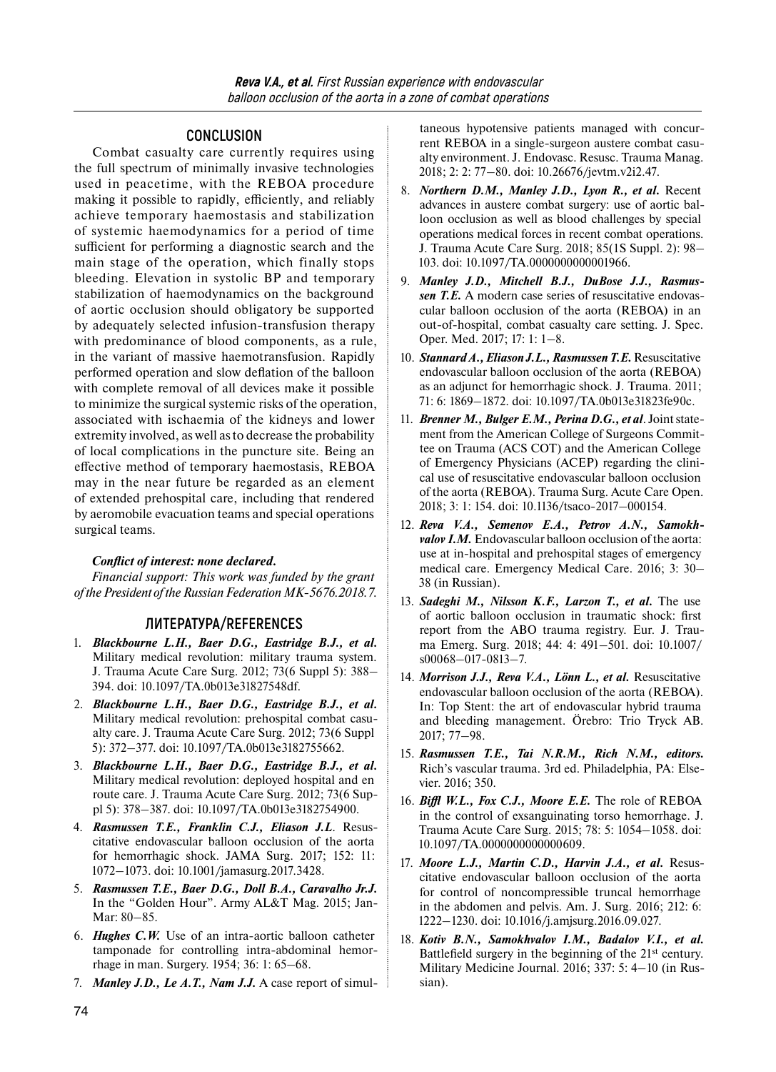## CONCLUSION

Combat casualty care currently requires using the full spectrum of minimally invasive technologies used in peacetime, with the REBOA procedure making it possible to rapidly, efficiently, and reliably achieve temporary haemostasis and stabilization of systemic haemodynamics for a period of time sufficient for performing a diagnostic search and the main stage of the operation, which finally stops bleeding. Elevation in systolic BP and temporary stabilization of haemodynamics on the background of aortic occlusion should obligatory be supported by adequately selected infusion-transfusion therapy with predominance of blood components, as a rule, in the variant of massive haemotransfusion. Rapidly performed operation and slow deflation of the balloon with complete removal of all devices make it possible to minimize the surgical systemic risks of the operation, associated with ischaemia of the kidneys and lower extremity involved, as well as to decrease the probability of local complications in the puncture site. Being an effective method of temporary haemostasis, REBOA may in the near future be regarded as an element of extended prehospital care, including that rendered by aeromobile evacuation teams and special operations surgical teams.

***Conflict of interest: none declared.***

*Financial support: This work was funded by the grant of the President of the Russian Federation MK-5676.2018.7.*

## ЛИТЕРАТУРА/REFERENCES

1. ***Blackbourne L.H., Baer D.G., Eastridge B.J., et al.*** Military medical revolution: military trauma system. J. Trauma Acute Care Surg. 2012; 73(6 Suppl 5): 388–394. doi: 10.1097/TA.0b013e31827548df.
2. ***Blackbourne L.H., Baer D.G., Eastridge B.J., et al.*** Military medical revolution: prehospital combat casualty care. J. Trauma Acute Care Surg. 2012; 73(6 Suppl 5): 372–377. doi: 10.1097/TA.0b013e3182755662.
3. ***Blackbourne L.H., Baer D.G., Eastridge B.J., et al.*** Military medical revolution: deployed hospital and en route care. J. Trauma Acute Care Surg. 2012; 73(6 Suppl 5): 378–387. doi: 10.1097/TA.0b013e3182754900.
4. ***Rasmussen T.E., Franklin C.J., Eliason J.L.*** Resuscitative endovascular balloon occlusion of the aorta for hemorrhagic shock. JAMA Surg. 2017; 152: 11: 1072–1073. doi: 10.1001/jamasurg.2017.3428.
5. ***Rasmussen T.E., Baer D.G., Doll B.A., Caravalho Jr.J.*** In the "Golden Hour". Army AL&T Mag. 2015; Jan-Mar: 80–85.
6. ***Hughes C.W.*** Use of an intra-aortic balloon catheter tamponade for controlling intra-abdominal hemorrhage in man. Surgery. 1954; 36: 1: 65–68.
7. ***Manley J.D., Le A.T., Nam J.J.*** A case report of simultaneous hypotensive patients managed with concurrent REBOA in a single-surgeon austere combat casualty environment. J. Endovasc. Resusc. Trauma Manag. 2018; 2: 2: 77–80. doi: 10.26676/jevtm.v2i2.47.
8. ***Northern D.M., Manley J.D., Lyon R., et al.*** Recent advances in austere combat surgery: use of aortic balloon occlusion as well as blood challenges by special operations medical forces in recent combat operations. J. Trauma Acute Care Surg. 2018; 85(1S Suppl. 2): 98–103. doi: 10.1097/TA.0000000000001966.
9. ***Manley J.D., Mitchell B.J., DuBose J.J., Rasmussen T.E.*** A modern case series of resuscitative endovascular balloon occlusion of the aorta (REBOA) in an out-of-hospital, combat casualty care setting. J. Spec. Oper. Med. 2017; 17: 1: 1–8.
10. ***Stannard A., Eliason J.L., Rasmussen T.E.*** Resuscitative endovascular balloon occlusion of the aorta (REBOA) as an adjunct for hemorrhagic shock. J. Trauma. 2011; 71: 6: 1869–1872. doi: 10.1097/TA.0b013e31823fe90c.
11. ***Brenner M., Bulger E.M., Perina D.G., et al.*** Joint statement from the American College of Surgeons Committee on Trauma (ACS COT) and the American College of Emergency Physicians (ACEP) regarding the clinical use of resuscitative endovascular balloon occlusion of the aorta (REBOA). Trauma Surg. Acute Care Open. 2018; 3: 1: 154. doi: 10.1136/tsaco-2017–000154.
12. ***Reva V.A., Semenov E.A., Petrov A.N., Samokhvalov I.M.*** Endovascular balloon occlusion of the aorta: use at in-hospital and prehospital stages of emergency medical care. Emergency Medical Care. 2016; 3: 30–38 (in Russian).
13. ***Sadeghi M., Nilsson K.F., Larzon T., et al.*** The use of aortic balloon occlusion in traumatic shock: first report from the ABO trauma registry. Eur. J. Trauma Emerg. Surg. 2018; 44: 4: 491–501. doi: 10.1007/s00068–017-0813–7.
14. ***Morrison J.J., Reva V.A., Lönn L., et al.*** Resuscitative endovascular balloon occlusion of the aorta (REBOA). In: Top Stent: the art of endovascular hybrid trauma and bleeding management. Örebro: Trio Tryck AB. 2017; 77–98.
15. ***Rasmussen T.E., Tai N.R.M., Rich N.M., editors.*** Rich's vascular trauma. 3rd ed. Philadelphia, PA: Elsevier. 2016; 350.
16. ***Biffl W.L., Fox C.J., Moore E.E.*** The role of REBOA in the control of exsanguinating torso hemorrhage. J. Trauma Acute Care Surg. 2015; 78: 5: 1054–1058. doi: 10.1097/TA.0000000000000609.
17. ***Moore L.J., Martin C.D., Harvin J.A., et al.*** Resuscitative endovascular balloon occlusion of the aorta for control of noncompressible truncal hemorrhage in the abdomen and pelvis. Am. J. Surg. 2016; 212: 6: 1222–1230. doi: 10.1016/j.amjsurg.2016.09.027.
18. ***Kotiv B.N., Samokhvalov I.M., Badalov V.I., et al.*** Battlefield surgery in the beginning of the 21st century. Military Medicine Journal. 2016; 337: 5: 4–10 (in Russian).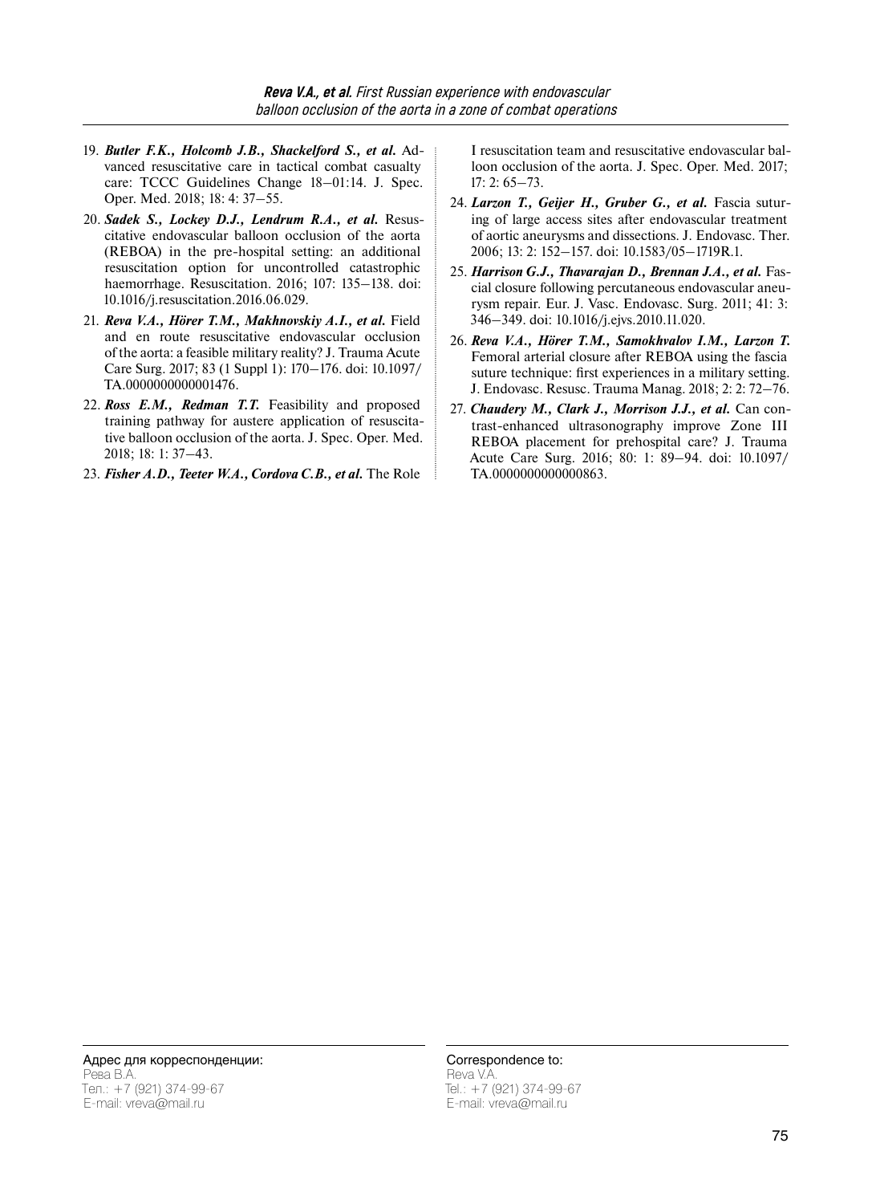19. ***Butler F.K., Holcomb J.B., Shackelford S., et al.*** Advanced resuscitative care in tactical combat casualty care: TCCC Guidelines Change 18–01:14. J. Spec. Oper. Med. 2018; 18: 4: 37–55.
20. ***Sadek S., Lockey D.J., Lendrum R.A., et al.*** Resuscitative endovascular balloon occlusion of the aorta (REBOA) in the pre-hospital setting: an additional resuscitation option for uncontrolled catastrophic haemorrhage. Resuscitation. 2016; 107: 135–138. doi: 10.1016/j.resuscitation.2016.06.029.
21. ***Reva V.A., Hörer T.M., Makhnovskiy A.I., et al.*** Field and en route resuscitative endovascular occlusion of the aorta: a feasible military reality? J. Trauma Acute Care Surg. 2017; 83 (1 Suppl 1): 170–176. doi: 10.1097/TA.0000000000001476.
22. ***Ross E.M., Redman T.T.*** Feasibility and proposed training pathway for austere application of resuscitative balloon occlusion of the aorta. J. Spec. Oper. Med. 2018; 18: 1: 37–43.
23. ***Fisher A.D., Teeter W.A., Cordova C.B., et al.*** The Role I resuscitation team and resuscitative endovascular balloon occlusion of the aorta. J. Spec. Oper. Med. 2017; 17: 2: 65–73.
24. ***Larzon T., Geijer H., Gruber G., et al.*** Fascia suturing of large access sites after endovascular treatment of aortic aneurysms and dissections. J. Endovasc. Ther. 2006; 13: 2: 152–157. doi: 10.1583/05–1719R.1.
25. ***Harrison G.J., Thavarajan D., Brennan J.A., et al.*** Fascial closure following percutaneous endovascular aneurysm repair. Eur. J. Vasc. Endovasc. Surg. 2011; 41: 3: 346–349. doi: 10.1016/j.ejvs.2010.11.020.
26. ***Reva V.A., Hörer T.M., Samokhvalov I.M., Larzon T.*** Femoral arterial closure after REBOA using the fascia suture technique: first experiences in a military setting. J. Endovasc. Resusc. Trauma Manag. 2018; 2: 2: 72–76.
27. ***Chaudery M., Clark J., Morrison J.J., et al.*** Can contrast-enhanced ultrasonography improve Zone III REBOA placement for prehospital care? J. Trauma Acute Care Surg. 2016; 80: 1: 89–94. doi: 10.1097/TA.0000000000000863.

Адрес для корреспонденции:
Рева В.А.
Тел.: +7 (921) 374-99-67
E-mail: vreva@mail.ru

Correspondence to:
Reva V.A.
Tel.: +7 (921) 374-99-67
E-mail: vreva@mail.ru